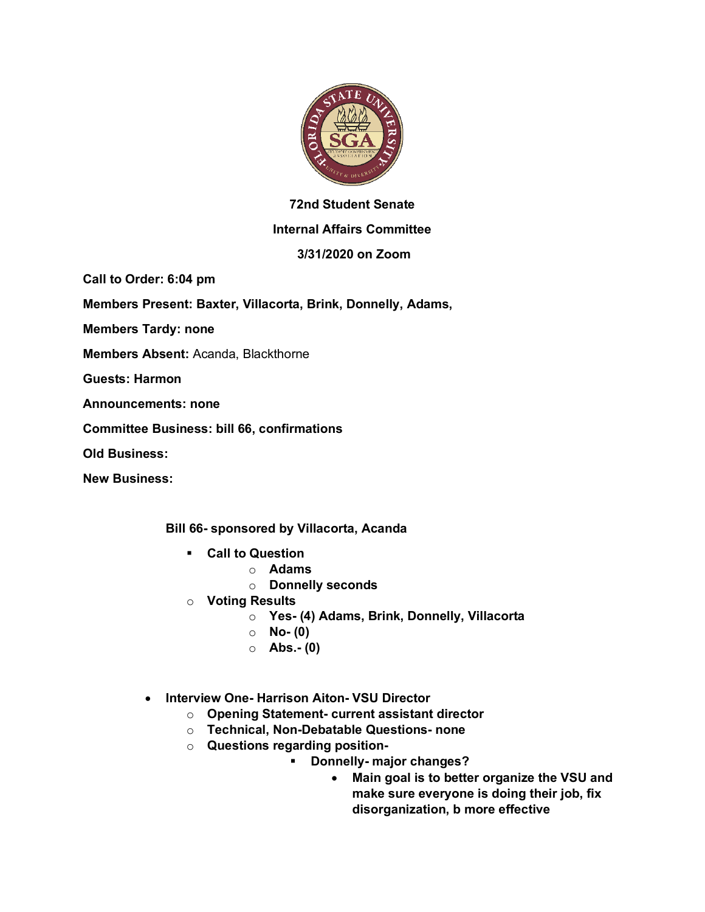**72nd Student Senate**

**Internal Affairs Committee**

**3/31/2020 on Zoom**

**Call to Order: 6:04 pm**

**Members Present: Baxter, Villacorta, Brink, Donnelly, Adams,**

**Members Tardy: none**

**Members Absent:** Acanda, Blackthorne

**Guests: Harmon**

**Announcements: none**

**Committee Business: bill 66, confirmations**

**Old Business:**

**New Business:**

**Bill 66- sponsored by Villacorta, Acanda**

- **Call to Question**
  - **Adams**
  - **Donnelly seconds**
- **Voting Results**
  - **Yes- (4) Adams, Brink, Donnelly, Villacorta**
  - **No- (0)**
  - **Abs.- (0)**

- **Interview One- Harrison Aiton- VSU Director**
  - **Opening Statement- current assistant director**
  - **Technical, Non-Debatable Questions- none**
  - **Questions regarding position-**
    - **Donnelly- major changes?**
      - **Main goal is to better organize the VSU and make sure everyone is doing their job, fix disorganization, b more effective**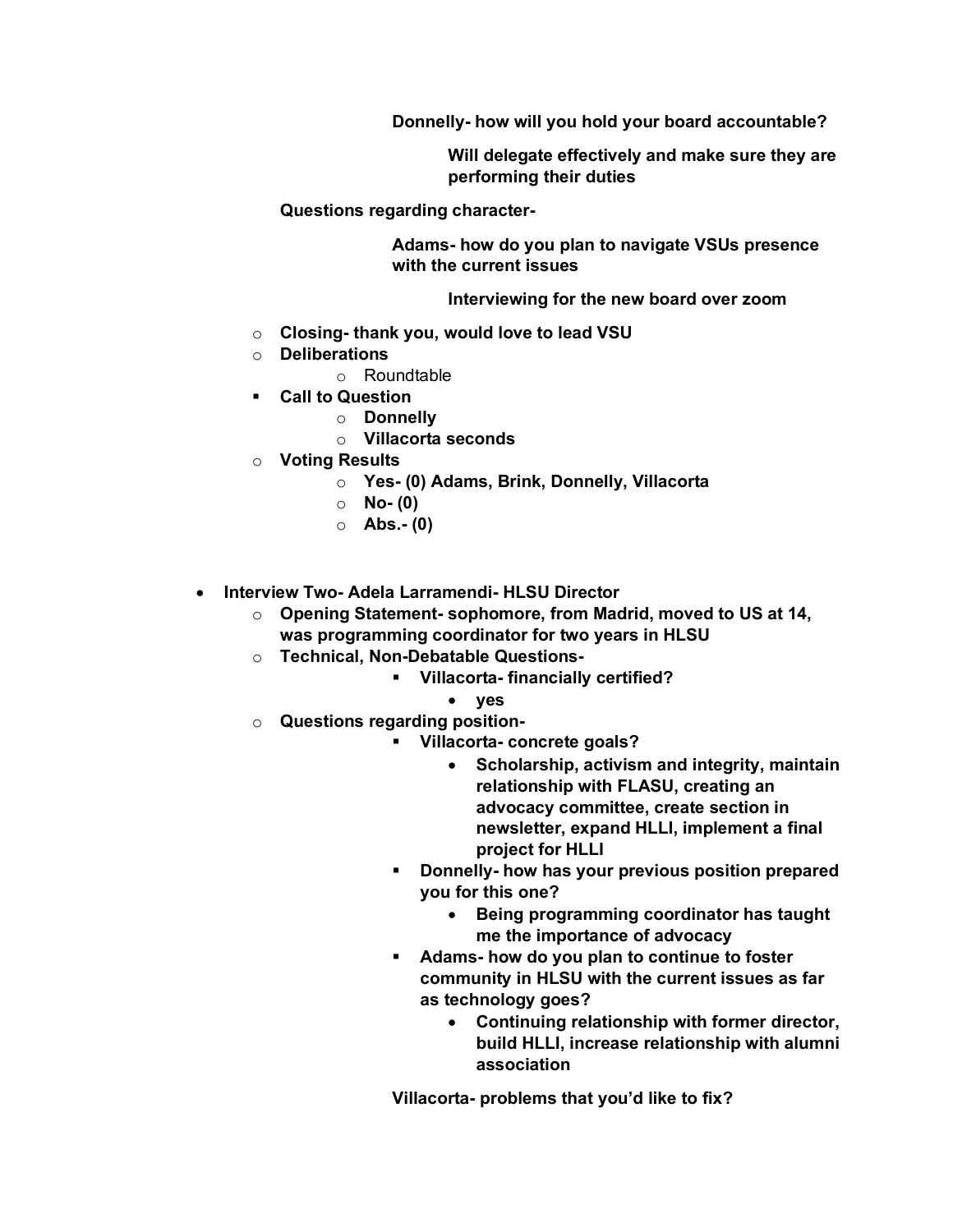**Donnelly- how will you hold your board accountable?**

**Will delegate effectively and make sure they are performing their duties**

**Questions regarding character-**

**Adams- how do you plan to navigate VSUs presence with the current issues**

**Interviewing for the new board over zoom**

- **Closing- thank you, would love to lead VSU**
- **Deliberations**
  - Roundtable
- **Call to Question**
  - **Donnelly**
  - **Villacorta seconds**
- **Voting Results**
  - **Yes- (0) Adams, Brink, Donnelly, Villacorta**
  - **No- (0)**
  - **Abs.- (0)**

- **Interview Two- Adela Larramendi- HLSU Director**
  - **Opening Statement- sophomore, from Madrid, moved to US at 14, was programming coordinator for two years in HLSU**
  - **Technical, Non-Debatable Questions-**
    - **Villacorta- financially certified?**
      - **yes**
  - **Questions regarding position-**
    - **Villacorta- concrete goals?**
      - **Scholarship, activism and integrity, maintain relationship with FLASU, creating an advocacy committee, create section in newsletter, expand HLLI, implement a final project for HLLI**
    - **Donnelly- how has your previous position prepared you for this one?**
      - **Being programming coordinator has taught me the importance of advocacy**
    - **Adams- how do you plan to continue to foster community in HLSU with the current issues as far as technology goes?**
      - **Continuing relationship with former director, build HLLI, increase relationship with alumni association**

**Villacorta- problems that you'd like to fix?**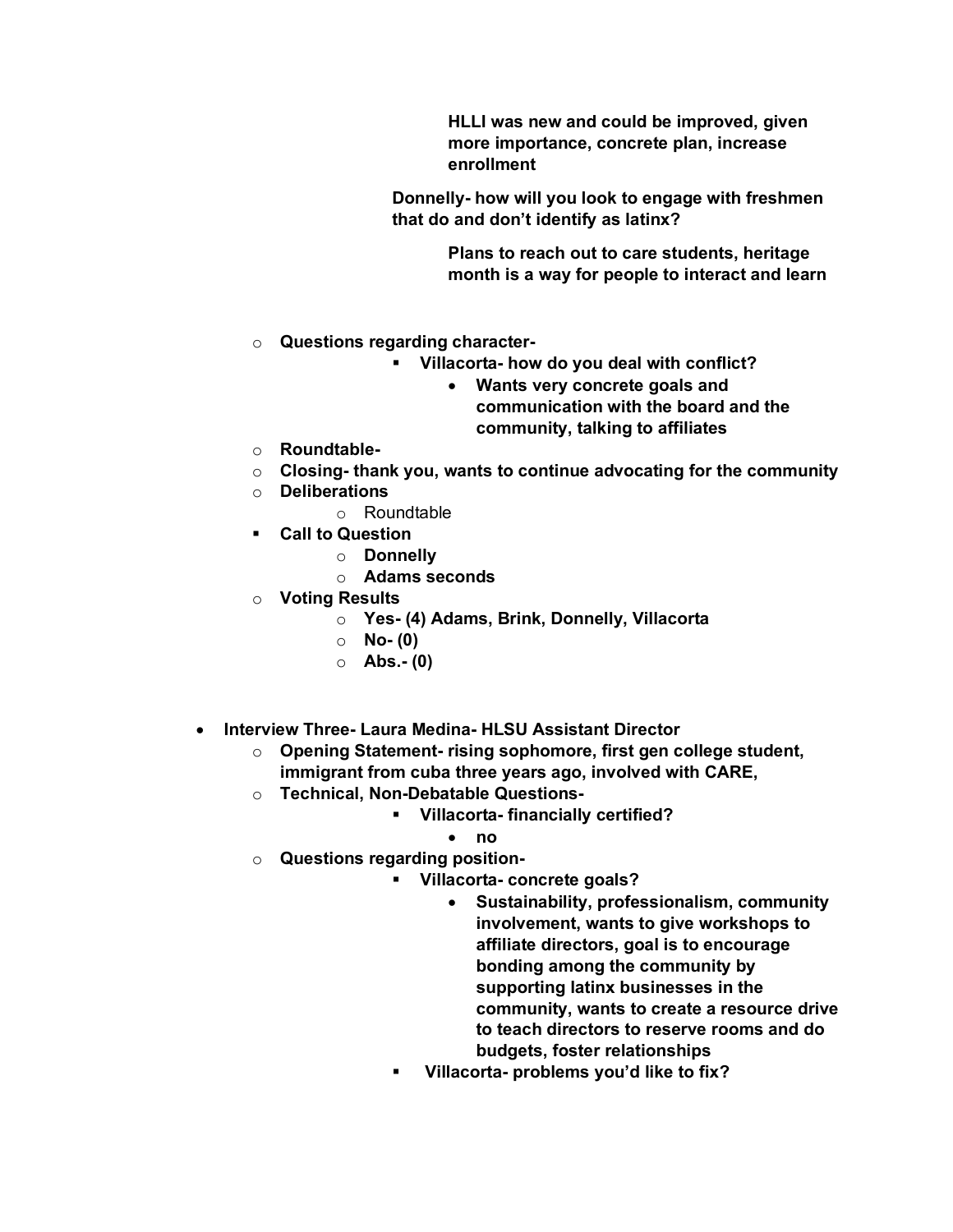- **HLLI was new and could be improved, given more importance, concrete plan, increase enrollment**
      - **Donnelly- how will you look to engage with freshmen that do and don't identify as latinx?**
        - **Plans to reach out to care students, heritage month is a way for people to interact and learn**

  - **Questions regarding character-**
    - **Villacorta- how do you deal with conflict?**
      - **Wants very concrete goals and communication with the board and the community, talking to affiliates**
  - **Roundtable-**
  - **Closing- thank you, wants to continue advocating for the community**
  - **Deliberations**
    - Roundtable
  - **Call to Question**
    - **Donnelly**
    - **Adams seconds**
  - **Voting Results**
    - **Yes- (4) Adams, Brink, Donnelly, Villacorta**
    - **No- (0)**
    - **Abs.- (0)**

- **Interview Three- Laura Medina- HLSU Assistant Director**
  - **Opening Statement- rising sophomore, first gen college student, immigrant from cuba three years ago, involved with CARE,**
  - **Technical, Non-Debatable Questions-**
    - **Villacorta- financially certified?**
      - **no**
  - **Questions regarding position-**
    - **Villacorta- concrete goals?**
      - **Sustainability, professionalism, community involvement, wants to give workshops to affiliate directors, goal is to encourage bonding among the community by supporting latinx businesses in the community, wants to create a resource drive to teach directors to reserve rooms and do budgets, foster relationships**
    - **Villacorta- problems you'd like to fix?**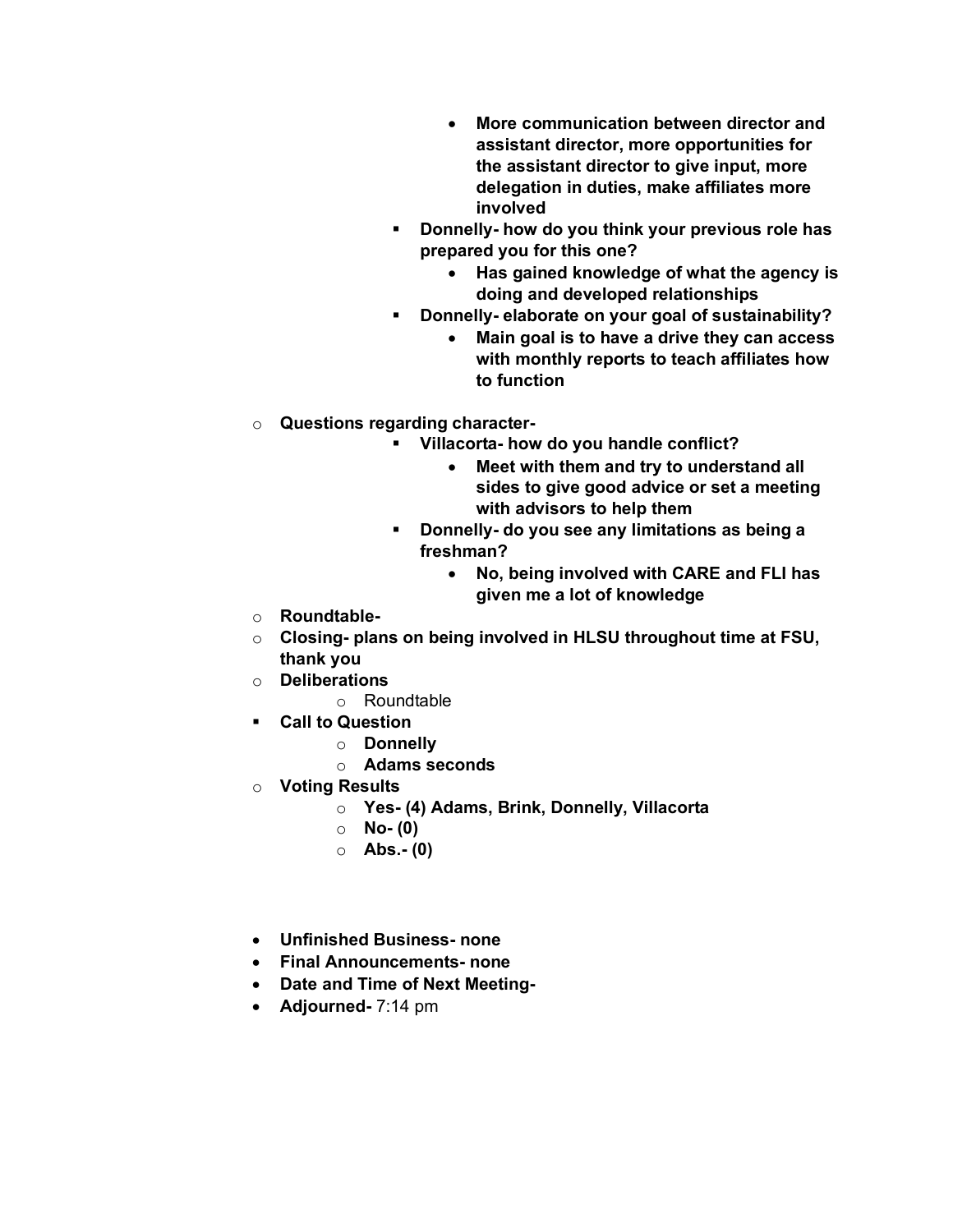- **More communication between director and assistant director, more opportunities for the assistant director to give input, more delegation in duties, make affiliates more involved**
        - **Donnelly- how do you think your previous role has prepared you for this one?**
            - **Has gained knowledge of what the agency is doing and developed relationships**
        - **Donnelly- elaborate on your goal of sustainability?**
            - **Main goal is to have a drive they can access with monthly reports to teach affiliates how to function**

    - **Questions regarding character-**
        - **Villacorta- how do you handle conflict?**
            - **Meet with them and try to understand all sides to give good advice or set a meeting with advisors to help them**
        - **Donnelly- do you see any limitations as being a freshman?**
            - **No, being involved with CARE and FLI has given me a lot of knowledge**
    - **Roundtable-**
    - **Closing- plans on being involved in HLSU throughout time at FSU, thank you**
    - **Deliberations**
        - Roundtable
    - **Call to Question**
        - **Donnelly**
        - **Adams seconds**
    - **Voting Results**
        - **Yes- (4) Adams, Brink, Donnelly, Villacorta**
        - **No- (0)**
        - **Abs.- (0)**

- **Unfinished Business- none**
- **Final Announcements- none**
- **Date and Time of Next Meeting-**
- **Adjourned-** 7:14 pm